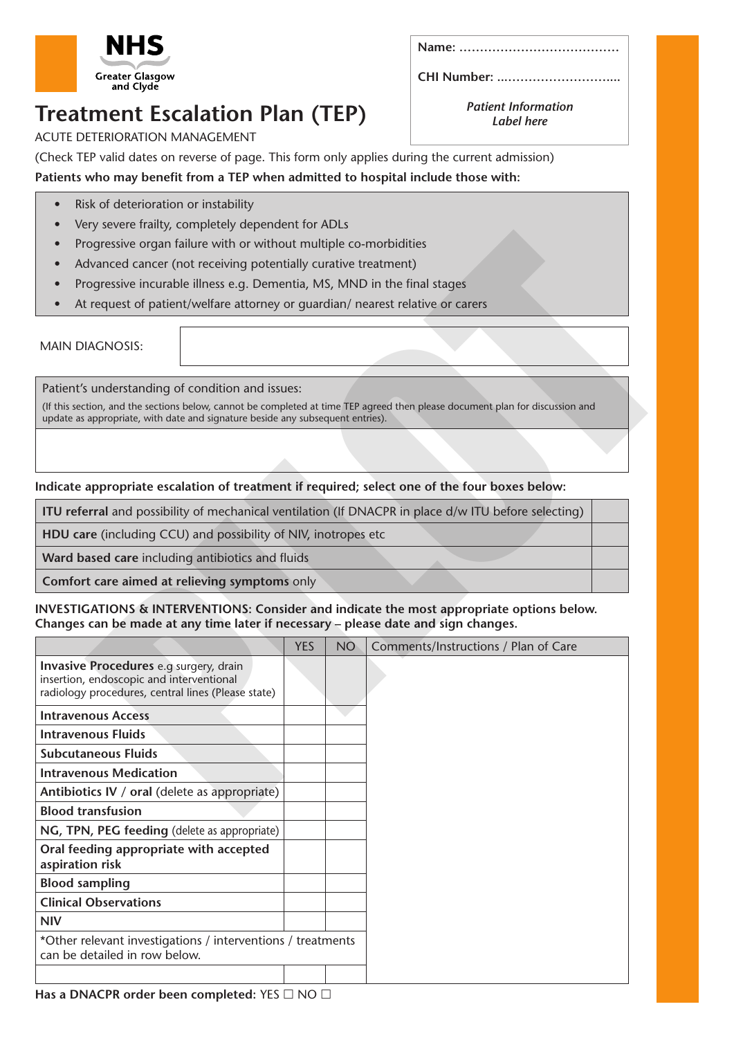NHS Greater Glasgow and Clyde

# Treatment Escalation Plan (TEP)

ACUTE DETERIORATION MANAGEMENT

Name: ......................................

CHI Number: ..............................

*Patient Information Label here*

(Check TEP valid dates on reverse of page. This form only applies during the current admission)

**Patients who may benefit from a TEP when admitted to hospital include those with:**

- Risk of deterioration or instability
- Very severe frailty, completely dependent for ADLs
- Progressive organ failure with or without multiple co-morbidities
- Advanced cancer (not receiving potentially curative treatment)
- Progressive incurable illness e.g. Dementia, MS, MND in the final stages
- At request of patient/welfare attorney or guardian/ nearest relative or carers

| MAIN DIAGNOSIS: | |
|---|---|

Patient's understanding of condition and issues:

(If this section, and the sections below, cannot be completed at time TEP agreed then please document plan for discussion and update as appropriate, with date and signature beside any subsequent entries).

**Indicate appropriate escalation of treatment if required; select one of the four boxes below:**

| | |
|---|---|
| **ITU referral** and possibility of mechanical ventilation (If DNACPR in place d/w ITU before selecting) | |
| **HDU care** (including CCU) and possibility of NIV, inotropes etc | |
| **Ward based care** including antibiotics and fluids | |
| **Comfort care aimed at relieving symptoms** only | |

**INVESTIGATIONS & INTERVENTIONS: Consider and indicate the most appropriate options below. Changes can be made at any time later if necessary – please date and sign changes.**

| | YES | NO | Comments/Instructions / Plan of Care |
|---|---|---|---|
| **Invasive Procedures** e.g surgery, drain insertion, endoscopic and interventional radiology procedures, central lines (Please state) | | | |
| **Intravenous Access** | | | |
| **Intravenous Fluids** | | | |
| **Subcutaneous Fluids** | | | |
| **Intravenous Medication** | | | |
| **Antibiotics IV / oral** (delete as appropriate) | | | |
| **Blood transfusion** | | | |
| **NG, TPN, PEG feeding** (delete as appropriate) | | | |
| **Oral feeding appropriate with accepted aspiration risk** | | | |
| **Blood sampling** | | | |
| **Clinical Observations** | | | |
| **NIV** | | | |
| *Other relevant investigations / interventions / treatments can be detailed in row below. | | | |
| | | | |

**Has a DNACPR order been completed:** YES ☐ NO ☐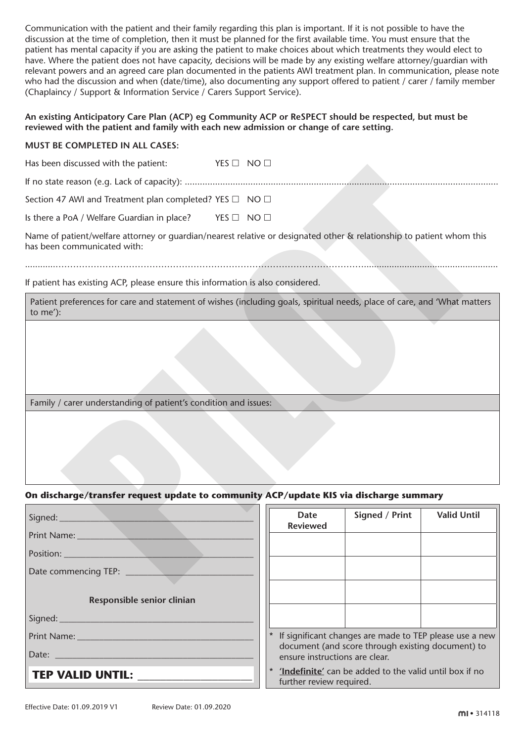Communication with the patient and their family regarding this plan is important. If it is not possible to have the discussion at the time of completion, then it must be planned for the first available time. You must ensure that the patient has mental capacity if you are asking the patient to make choices about which treatments they would elect to have. Where the patient does not have capacity, decisions will be made by any existing welfare attorney/guardian with relevant powers and an agreed care plan documented in the patients AWI treatment plan. In communication, please note who had the discussion and when (date/time), also documenting any support offered to patient / carer / family member (Chaplaincy / Support & Information Service / Carers Support Service).

**An existing Anticipatory Care Plan (ACP) eg Community ACP or ReSPECT should be respected, but must be reviewed with the patient and family with each new admission or change of care setting.**

**MUST BE COMPLETED IN ALL CASES:**

Has been discussed with the patient: YES ☐ NO ☐

If no state reason (e.g. Lack of capacity): ..........................................................................................................................

Section 47 AWI and Treatment plan completed? YES ☐ NO ☐

Is there a PoA / Welfare Guardian in place? YES ☐ NO ☐

Name of patient/welfare attorney or guardian/nearest relative or designated other & relationship to patient whom this has been communicated with:

..........................................................................................................................................................................................

If patient has existing ACP, please ensure this information is also considered.

| Patient preferences for care and statement of wishes (including goals, spiritual needs, place of care, and 'What matters to me'): |
|---|
| |
| Family / carer understanding of patient's condition and issues: |
| |

**On discharge/transfer request update to community ACP/update KIS via discharge summary**

Signed: ____________________________________

Print Name: ________________________________

Position: ___________________________________

Date commencing TEP: _______________________

**Responsible senior clinian**

Signed: ____________________________________

Print Name: ________________________________

Date: ______________________________________

**TEP VALID UNTIL:** ______________________

| Date Reviewed | Signed / Print | Valid Until |
|---|---|---|
| | | |
| | | |
| | | |
| | | |

\* If significant changes are made to TEP please use a new document (and score through existing document) to ensure instructions are clear.

\* **'Indefinite'** can be added to the valid until box if no further review required.

Effective Date: 01.09.2019 V1 Review Date: 01.09.2020

mi • 314118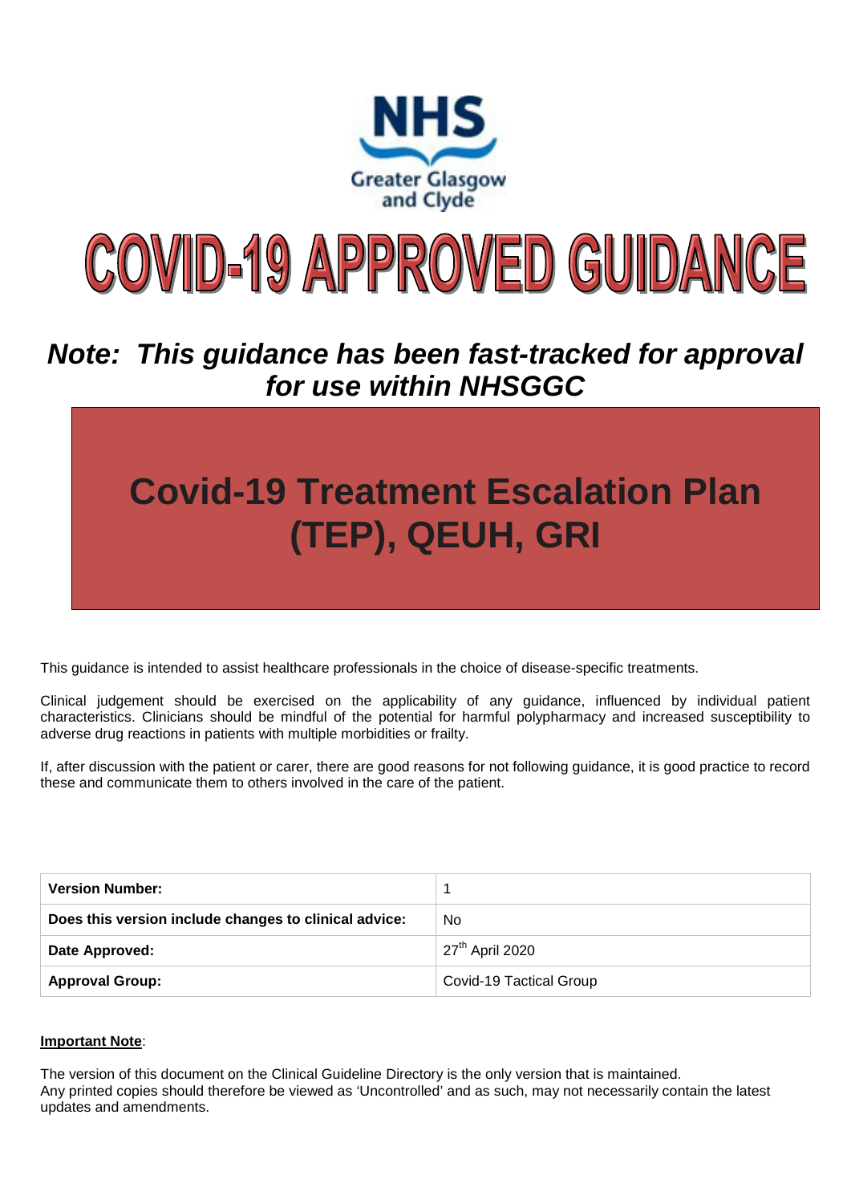NHS Greater Glasgow and Clyde

# COVID-19 APPROVED GUIDANCE

## *Note: This guidance has been fast-tracked for approval for use within NHSGGC*

# Covid-19 Treatment Escalation Plan (TEP), QEUH, GRI

This guidance is intended to assist healthcare professionals in the choice of disease-specific treatments.

Clinical judgement should be exercised on the applicability of any guidance, influenced by individual patient characteristics. Clinicians should be mindful of the potential for harmful polypharmacy and increased susceptibility to adverse drug reactions in patients with multiple morbidities or frailty.

If, after discussion with the patient or carer, there are good reasons for not following guidance, it is good practice to record these and communicate them to others involved in the care of the patient.

| | |
|---|---|
| **Version Number:** | 1 |
| **Does this version include changes to clinical advice:** | No |
| **Date Approved:** | 27th April 2020 |
| **Approval Group:** | Covid-19 Tactical Group |

**Important Note**:

The version of this document on the Clinical Guideline Directory is the only version that is maintained.
Any printed copies should therefore be viewed as 'Uncontrolled' and as such, may not necessarily contain the latest updates and amendments.